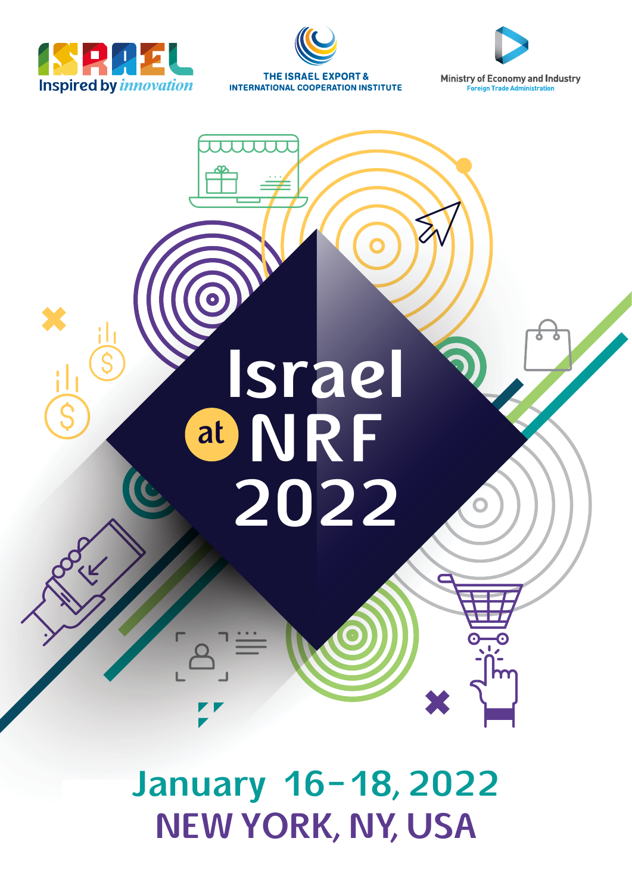ISRAEL Inspired by *innovation*

THE ISRAEL EXPORT & INTERNATIONAL COOPERATION INSTITUTE

Ministry of Economy and Industry
Foreign Trade Administration

# Israel at NRF 2022

## January 16-18, 2022
## NEW YORK, NY, USA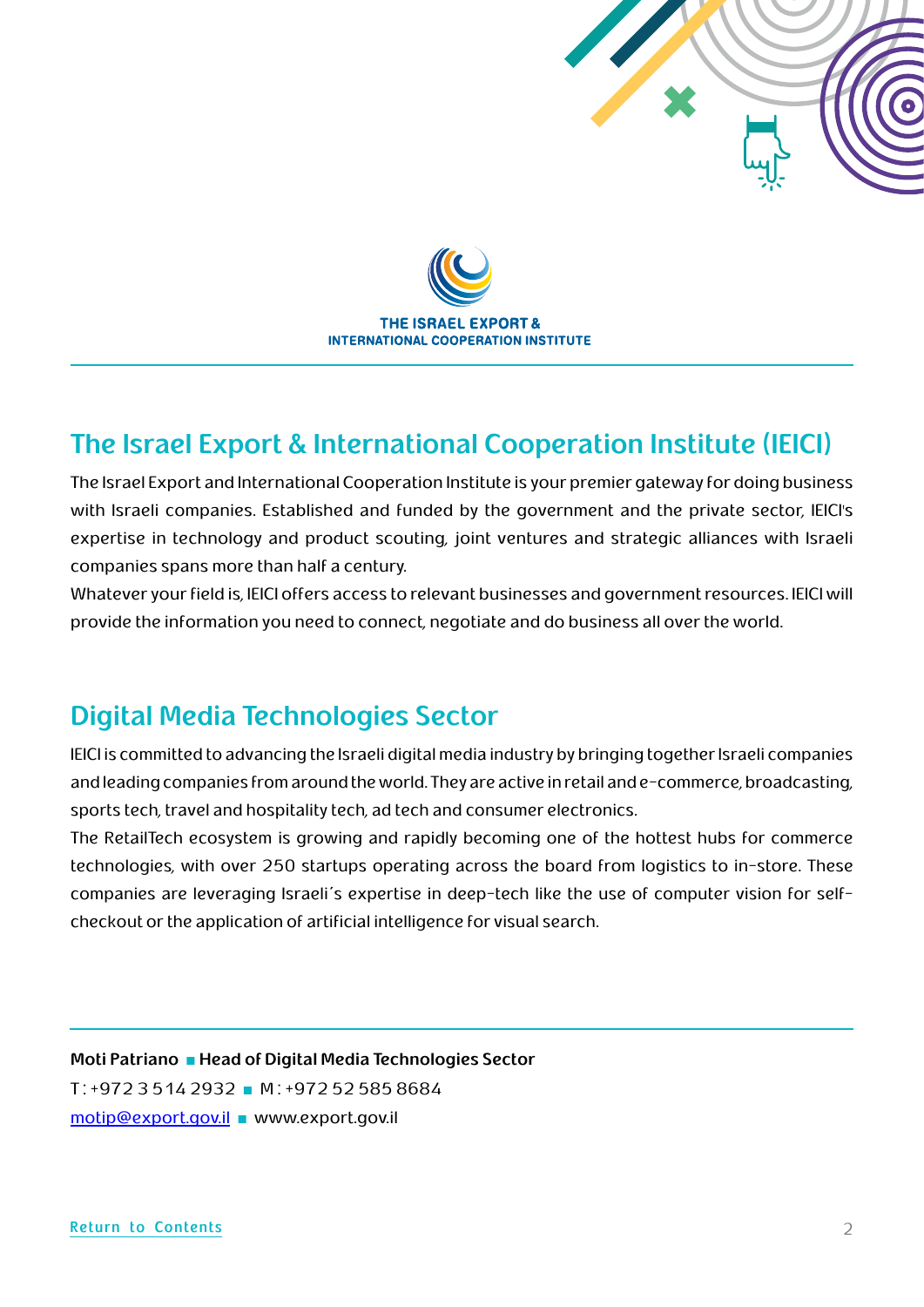THE ISRAEL EXPORT &
INTERNATIONAL COOPERATION INSTITUTE

## The Israel Export & International Cooperation Institute (IEICI)

The Israel Export and International Cooperation Institute is your premier gateway for doing business with Israeli companies. Established and funded by the government and the private sector, IEICI's expertise in technology and product scouting, joint ventures and strategic alliances with Israeli companies spans more than half a century.

Whatever your field is, IEICI offers access to relevant businesses and government resources. IEICI will provide the information you need to connect, negotiate and do business all over the world.

## Digital Media Technologies Sector

IEICI is committed to advancing the Israeli digital media industry by bringing together Israeli companies and leading companies from around the world. They are active in retail and e-commerce, broadcasting, sports tech, travel and hospitality tech, ad tech and consumer electronics.

The RetailTech ecosystem is growing and rapidly becoming one of the hottest hubs for commerce technologies, with over 250 startups operating across the board from logistics to in-store. These companies are leveraging Israeli´s expertise in deep-tech like the use of computer vision for self-checkout or the application of artificial intelligence for visual search.

**Moti Patriano ■ Head of Digital Media Technologies Sector**

T: +972 3 514 2932 ■ M: +972 52 585 8684

motip@export.gov.il ■ www.export.gov.il

Return to Contents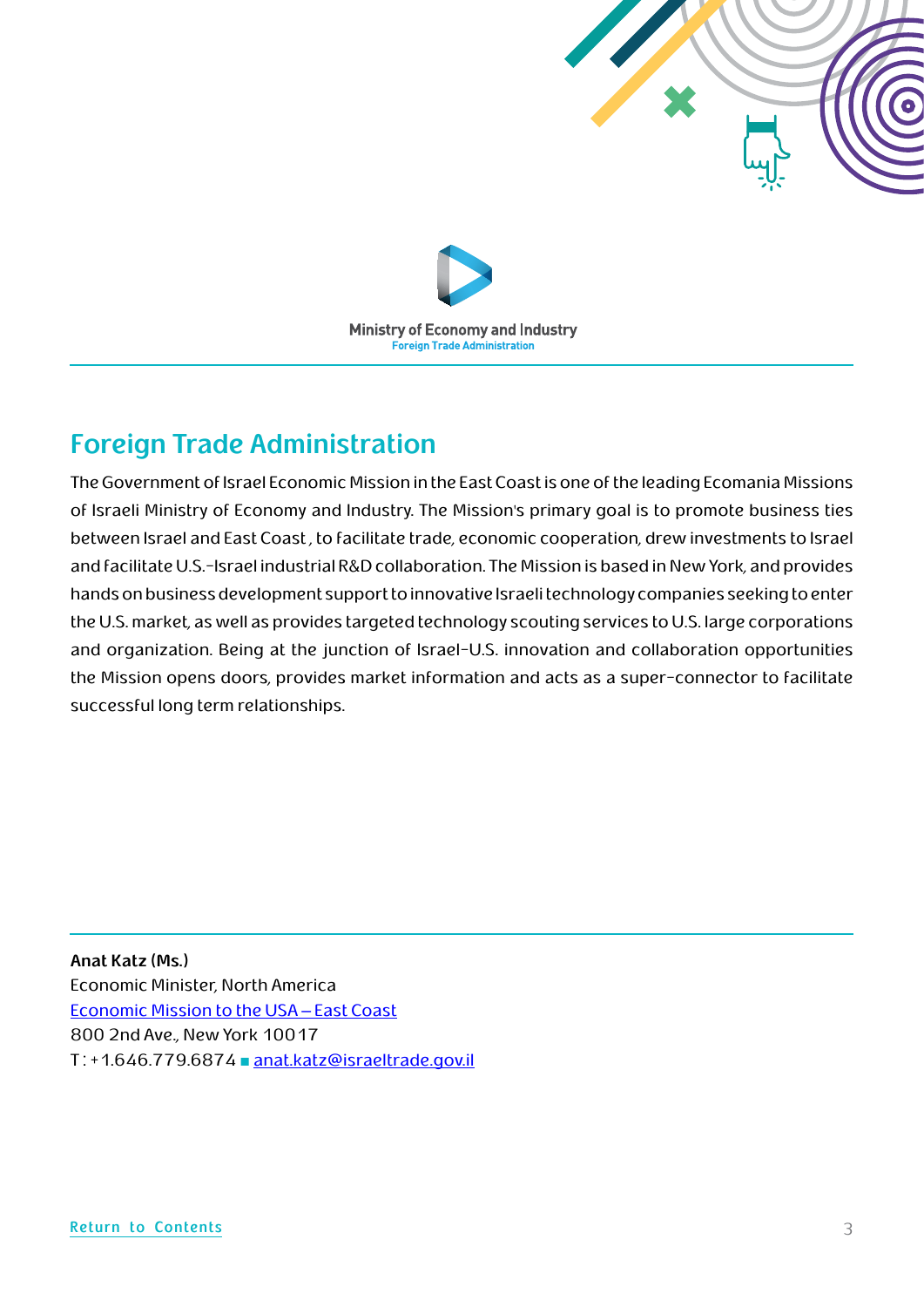Ministry of Economy and Industry
Foreign Trade Administration

## Foreign Trade Administration

The Government of Israel Economic Mission in the East Coast is one of the leading Ecomania Missions of Israeli Ministry of Economy and Industry. The Mission's primary goal is to promote business ties between Israel and East Coast , to facilitate trade, economic cooperation, drew investments to Israel and facilitate U.S.-Israel industrial R&D collaboration. The Mission is based in New York, and provides hands on business development support to innovative Israeli technology companies seeking to enter the U.S. market, as well as provides targeted technology scouting services to U.S. large corporations and organization. Being at the junction of Israel-U.S. innovation and collaboration opportunities the Mission opens doors, provides market information and acts as a super-connector to facilitate successful long term relationships.

**Anat Katz (Ms.)**
Economic Minister, North America
Economic Mission to the USA – East Coast
800 2nd Ave., New York 10017
T : +1.646.779.6874 ■ anat.katz@israeltrade.gov.il

Return to Contents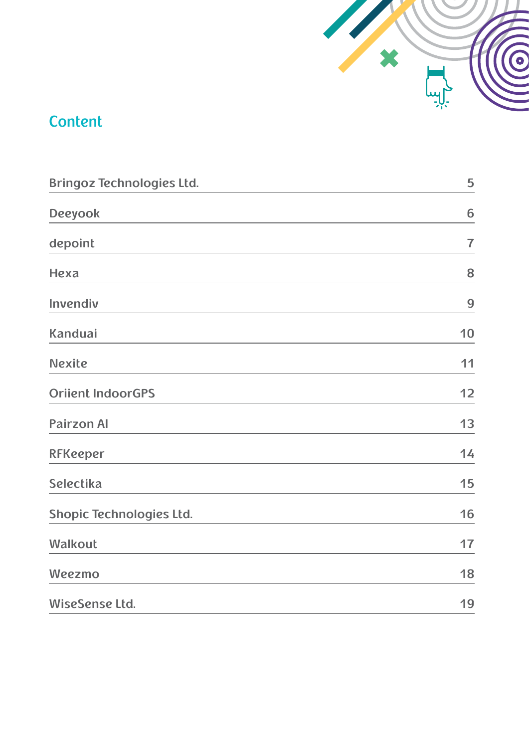## Content

| | |
|---|---|
| Bringoz Technologies Ltd. | 5 |
| Deeyook | 6 |
| depoint | 7 |
| Hexa | 8 |
| Invendiv | 9 |
| Kanduai | 10 |
| Nexite | 11 |
| Oriient IndoorGPS | 12 |
| Pairzon AI | 13 |
| RFKeeper | 14 |
| Selectika | 15 |
| Shopic Technologies Ltd. | 16 |
| Walkout | 17 |
| Weezmo | 18 |
| WiseSense Ltd. | 19 |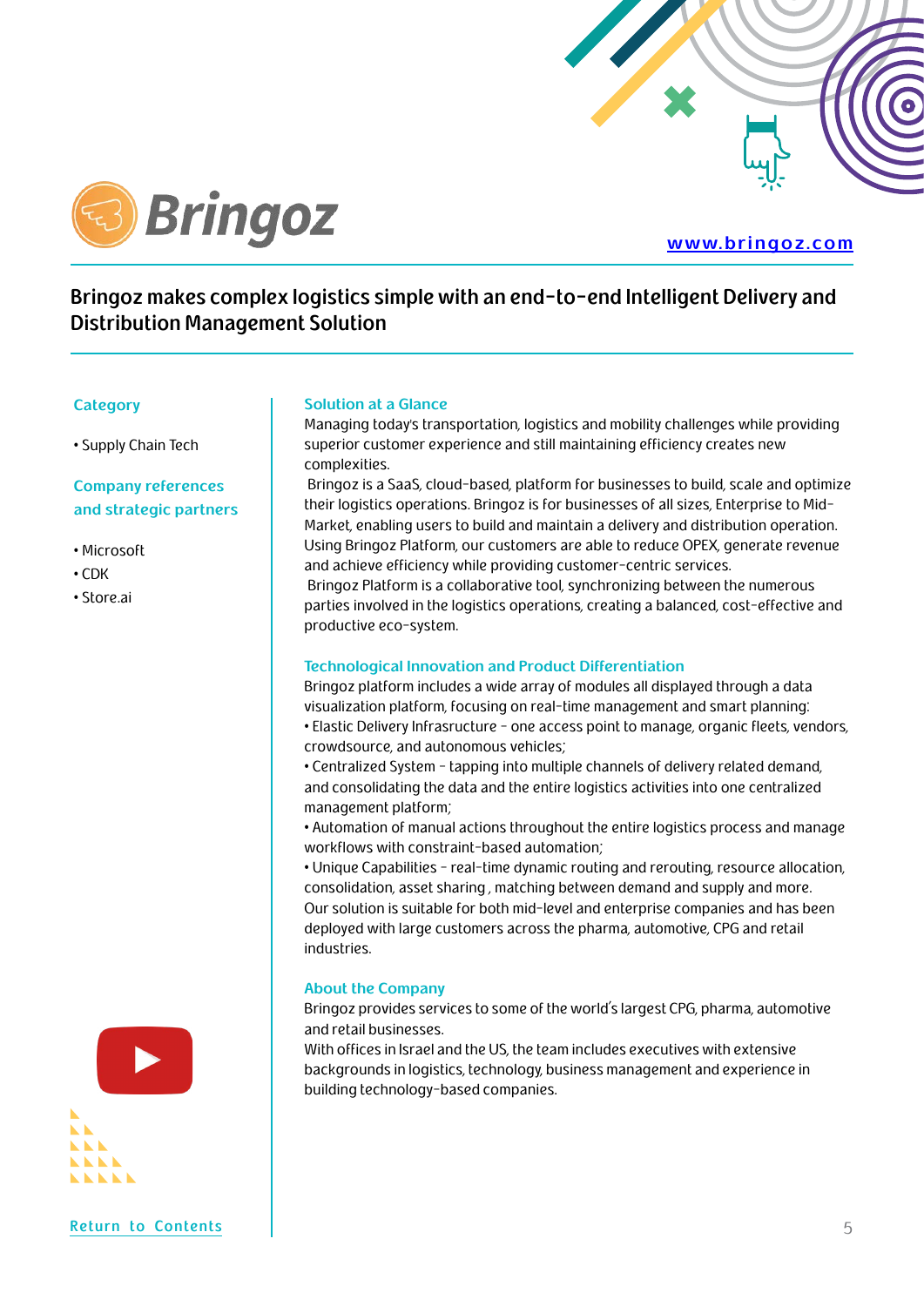# Bringoz

www.bringoz.com

## Bringoz makes complex logistics simple with an end-to-end Intelligent Delivery and Distribution Management Solution

### Category

- Supply Chain Tech

### Company references and strategic partners

- Microsoft
- CDK
- Store.ai

### Solution at a Glance

Managing today's transportation, logistics and mobility challenges while providing superior customer experience and still maintaining efficiency creates new complexities.

Bringoz is a SaaS, cloud-based, platform for businesses to build, scale and optimize their logistics operations. Bringoz is for businesses of all sizes, Enterprise to Mid-Market, enabling users to build and maintain a delivery and distribution operation. Using Bringoz Platform, our customers are able to reduce OPEX, generate revenue and achieve efficiency while providing customer-centric services.

Bringoz Platform is a collaborative tool, synchronizing between the numerous parties involved in the logistics operations, creating a balanced, cost-effective and productive eco-system.

### Technological Innovation and Product Differentiation

Bringoz platform includes a wide array of modules all displayed through a data visualization platform, focusing on real-time management and smart planning:

- Elastic Delivery Infrasructure - one access point to manage, organic fleets, vendors, crowdsource, and autonomous vehicles;
- Centralized System - tapping into multiple channels of delivery related demand, and consolidating the data and the entire logistics activities into one centralized management platform;
- Automation of manual actions throughout the entire logistics process and manage workflows with constraint-based automation;
- Unique Capabilities - real-time dynamic routing and rerouting, resource allocation, consolidation, asset sharing , matching between demand and supply and more.

Our solution is suitable for both mid-level and enterprise companies and has been deployed with large customers across the pharma, automotive, CPG and retail industries.

### About the Company

Bringoz provides services to some of the world's largest CPG, pharma, automotive and retail businesses.

With offices in Israel and the US, the team includes executives with extensive backgrounds in logistics, technology, business management and experience in building technology-based companies.

Return to Contents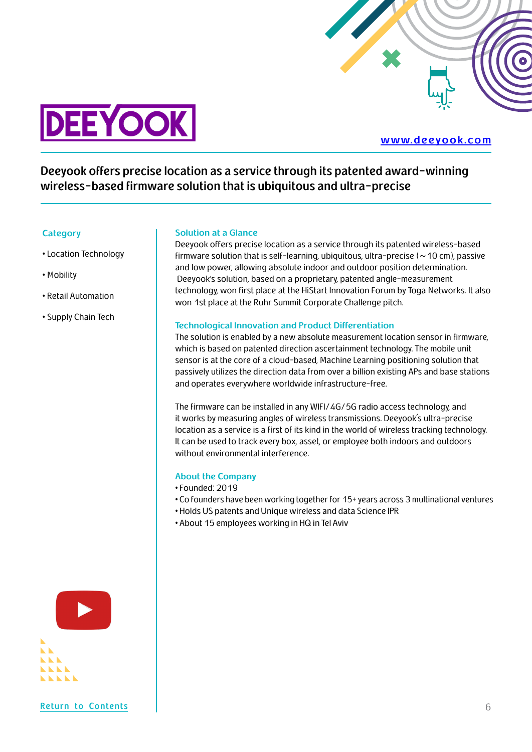# DEEYOOK

www.deeyook.com

## Deeyook offers precise location as a service through its patented award-winning wireless-based firmware solution that is ubiquitous and ultra-precise

### Category

- Location Technology
- Mobility
- Retail Automation
- Supply Chain Tech

### Solution at a Glance

Deeyook offers precise location as a service through its patented wireless-based firmware solution that is self-learning, ubiquitous, ultra-precise (~10 cm), passive and low power, allowing absolute indoor and outdoor position determination. Deeyook's solution, based on a proprietary, patented angle-measurement technology, won first place at the HiStart Innovation Forum by Toga Networks. It also won 1st place at the Ruhr Summit Corporate Challenge pitch.

### Technological Innovation and Product Differentiation

The solution is enabled by a new absolute measurement location sensor in firmware, which is based on patented direction ascertainment technology. The mobile unit sensor is at the core of a cloud-based, Machine Learning positioning solution that passively utilizes the direction data from over a billion existing APs and base stations and operates everywhere worldwide infrastructure-free.

The firmware can be installed in any WIFI/4G/5G radio access technology, and it works by measuring angles of wireless transmissions. Deeyook's ultra-precise location as a service is a first of its kind in the world of wireless tracking technology. It can be used to track every box, asset, or employee both indoors and outdoors without environmental interference.

### About the Company

- Founded: 2019
- Co founders have been working together for 15+ years across 3 multinational ventures
- Holds US patents and Unique wireless and data Science IPR
- About 15 employees working in HQ in Tel Aviv

Return to Contents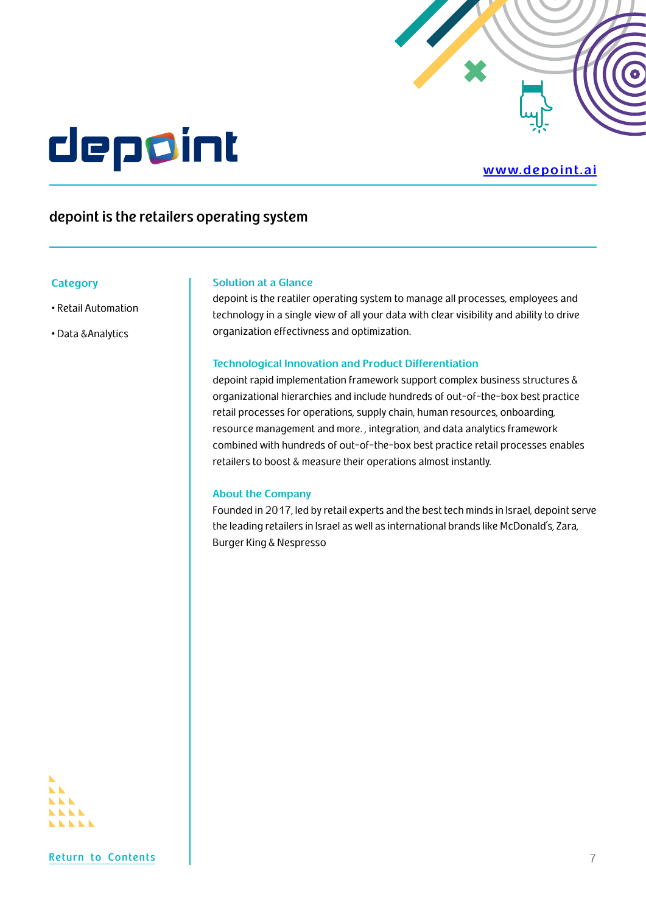# depoint

www.depoint.ai

## depoint is the retailers operating system

### Category

- Retail Automation
- Data &Analytics

### Solution at a Glance

depoint is the reatiler operating system to manage all processes, employees and technology in a single view of all your data with clear visibility and ability to drive organization effectivness and optimization.

### Technological Innovation and Product Differentiation

depoint rapid implementation framework support complex business structures & organizational hierarchies and include hundreds of out-of-the-box best practice retail processes for operations, supply chain, human resources, onboarding, resource management and more. , integration, and data analytics framework combined with hundreds of out-of-the-box best practice retail processes enables retailers to boost & measure their operations almost instantly.

### About the Company

Founded in 2017, led by retail experts and the best tech minds in Israel, depoint serve the leading retailers in Israel as well as international brands like McDonald's, Zara, Burger King & Nespresso

Return to Contents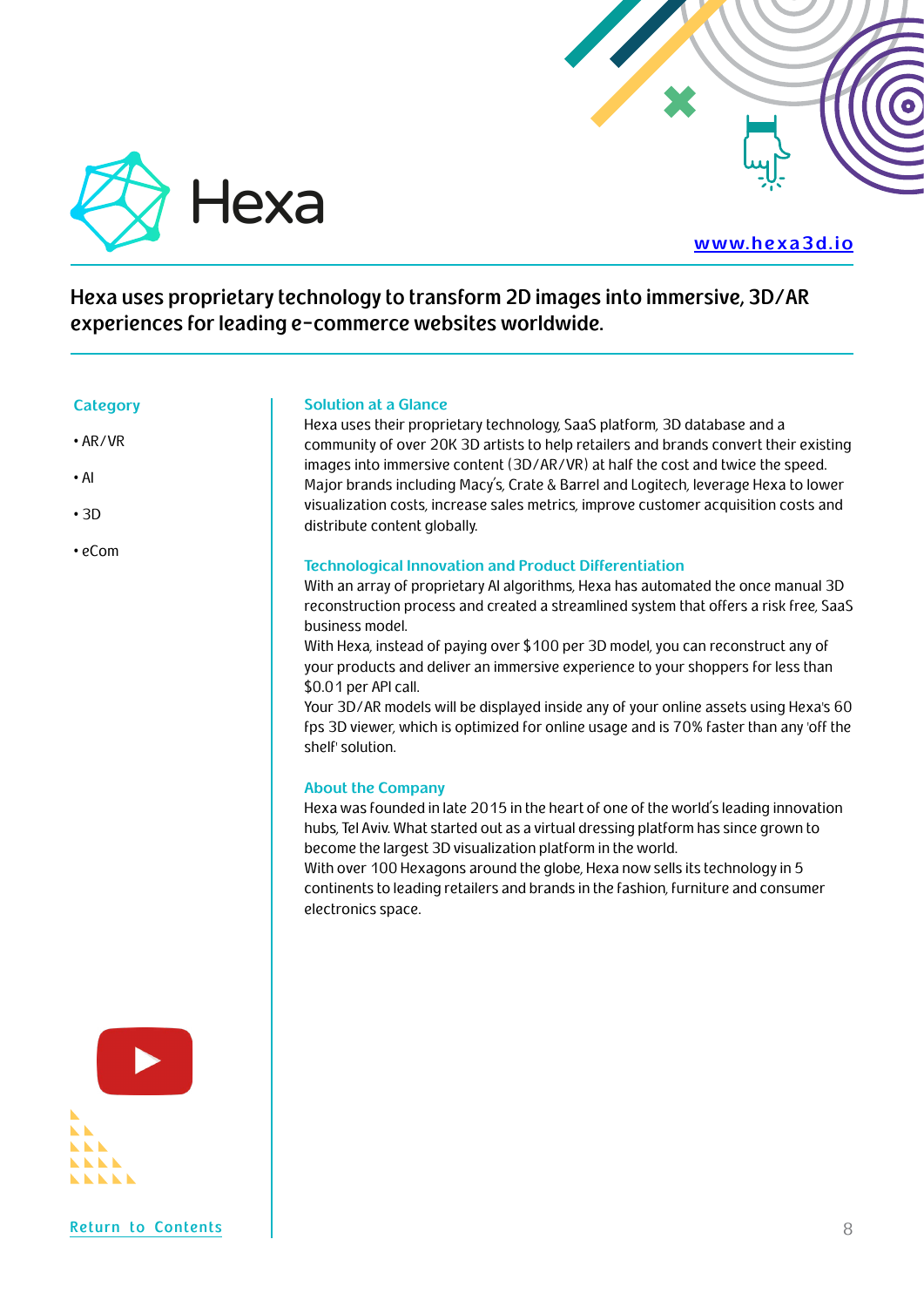# Hexa

www.hexa3d.io

**Hexa uses proprietary technology to transform 2D images into immersive, 3D/AR experiences for leading e-commerce websites worldwide.**

### Category

- AR/VR
- AI
- 3D
- eCom

### Solution at a Glance

Hexa uses their proprietary technology, SaaS platform, 3D database and a community of over 20K 3D artists to help retailers and brands convert their existing images into immersive content (3D/AR/VR) at half the cost and twice the speed. Major brands including Macy's, Crate & Barrel and Logitech, leverage Hexa to lower visualization costs, increase sales metrics, improve customer acquisition costs and distribute content globally.

### Technological Innovation and Product Differentiation

With an array of proprietary AI algorithms, Hexa has automated the once manual 3D reconstruction process and created a streamlined system that offers a risk free, SaaS business model.

With Hexa, instead of paying over $100 per 3D model, you can reconstruct any of your products and deliver an immersive experience to your shoppers for less than $0.01 per API call.

Your 3D/AR models will be displayed inside any of your online assets using Hexa's 60 fps 3D viewer, which is optimized for online usage and is 70% faster than any 'off the shelf' solution.

### About the Company

Hexa was founded in late 2015 in the heart of one of the world's leading innovation hubs, Tel Aviv. What started out as a virtual dressing platform has since grown to become the largest 3D visualization platform in the world.

With over 100 Hexagons around the globe, Hexa now sells its technology in 5 continents to leading retailers and brands in the fashion, furniture and consumer electronics space.

Return to Contents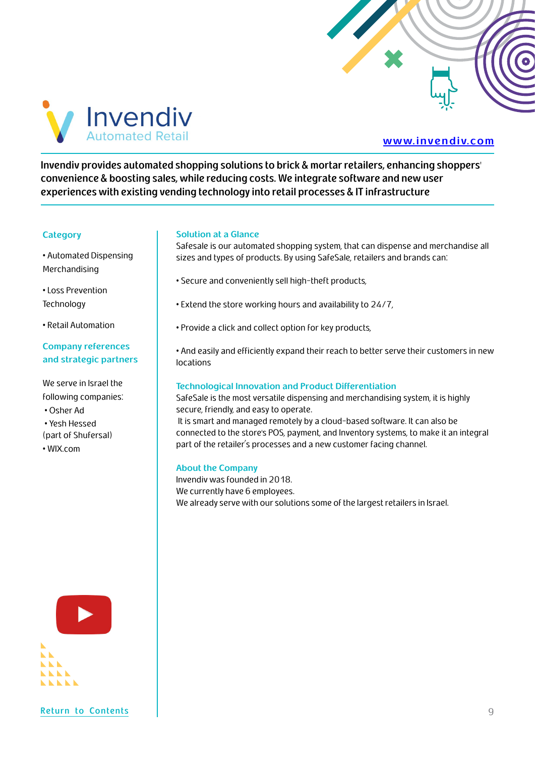# Invendiv
Automated Retail

www.invendiv.com

**Invendiv provides automated shopping solutions to brick & mortar retailers, enhancing shoppers' convenience & boosting sales, while reducing costs. We integrate software and new user experiences with existing vending technology into retail processes & IT infrastructure**

### Category

- Automated Dispensing Merchandising
- Loss Prevention Technology
- Retail Automation

### Company references and strategic partners

We serve in Israel the following companies:

- Osher Ad
- Yesh Hessed (part of Shufersal)
- WIX.com

### Solution at a Glance

Safesale is our automated shopping system, that can dispense and merchandise all sizes and types of products. By using SafeSale, retailers and brands can:

- Secure and conveniently sell high-theft products,
- Extend the store working hours and availability to 24/7,
- Provide a click and collect option for key products,
- And easily and efficiently expand their reach to better serve their customers in new locations

### Technological Innovation and Product Differentiation

SafeSale is the most versatile dispensing and merchandising system, it is highly secure, friendly, and easy to operate.
It is smart and managed remotely by a cloud-based software. It can also be connected to the store's POS, payment, and Inventory systems, to make it an integral part of the retailer's processes and a new customer facing channel.

### About the Company

Invendiv was founded in 2018.
We currently have 6 employees.
We already serve with our solutions some of the largest retailers in Israel.

Return to Contents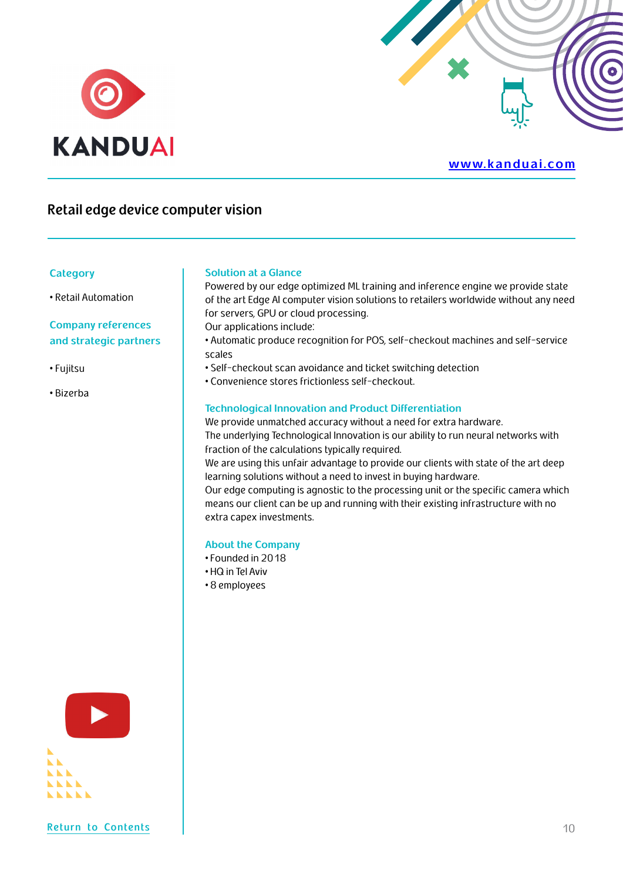KANDUAI

www.kanduai.com

# Retail edge device computer vision

### Category

- Retail Automation

### Company references and strategic partners

- Fujitsu
- Bizerba

### Solution at a Glance

Powered by our edge optimized ML training and inference engine we provide state of the art Edge AI computer vision solutions to retailers worldwide without any need for servers, GPU or cloud processing.

Our applications include:

- Automatic produce recognition for POS, self-checkout machines and self-service scales
- Self-checkout scan avoidance and ticket switching detection
- Convenience stores frictionless self-checkout.

### Technological Innovation and Product Differentiation

We provide unmatched accuracy without a need for extra hardware.

The underlying Technological Innovation is our ability to run neural networks with fraction of the calculations typically required.

We are using this unfair advantage to provide our clients with state of the art deep learning solutions without a need to invest in buying hardware.

Our edge computing is agnostic to the processing unit or the specific camera which means our client can be up and running with their existing infrastructure with no extra capex investments.

### About the Company

- Founded in 2018
- HQ in Tel Aviv
- 8 employees

Return to Contents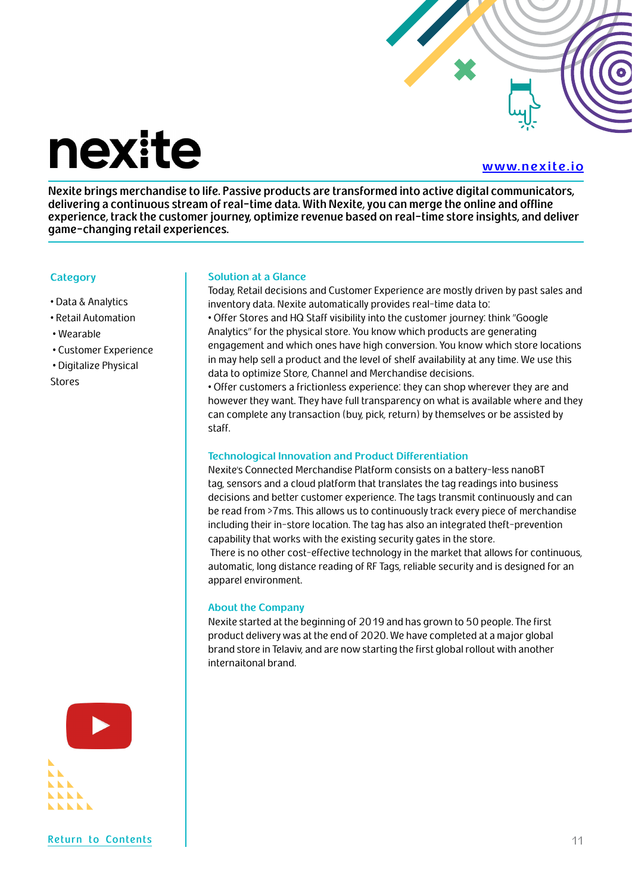# nexite

www.nexite.io

**Nexite brings merchandise to life. Passive products are transformed into active digital communicators, delivering a continuous stream of real-time data. With Nexite, you can merge the online and offline experience, track the customer journey, optimize revenue based on real-time store insights, and deliver game-changing retail experiences.**

### Category

- Data & Analytics
- Retail Automation
- Wearable
- Customer Experience
- Digitalize Physical Stores

### Solution at a Glance

Today, Retail decisions and Customer Experience are mostly driven by past sales and inventory data. Nexite automatically provides real-time data to:

- Offer Stores and HQ Staff visibility into the customer journey: think "Google Analytics" for the physical store. You know which products are generating engagement and which ones have high conversion. You know which store locations in may help sell a product and the level of shelf availability at any time. We use this data to optimize Store, Channel and Merchandise decisions.
- Offer customers a frictionless experience: they can shop wherever they are and however they want. They have full transparency on what is available where and they can complete any transaction (buy, pick, return) by themselves or be assisted by staff.

### Technological Innovation and Product Differentiation

Nexite's Connected Merchandise Platform consists on a battery-less nanoBT tag, sensors and a cloud platform that translates the tag readings into business decisions and better customer experience. The tags transmit continuously and can be read from >7ms. This allows us to continuously track every piece of merchandise including their in-store location. The tag has also an integrated theft-prevention capability that works with the existing security gates in the store.

There is no other cost-effective technology in the market that allows for continuous, automatic, long distance reading of RF Tags, reliable security and is designed for an apparel environment.

### About the Company

Nexite started at the beginning of 2019 and has grown to 50 people. The first product delivery was at the end of 2020. We have completed at a major global brand store in Telaviv, and are now starting the first global rollout with another internaitonal brand.

Return to Contents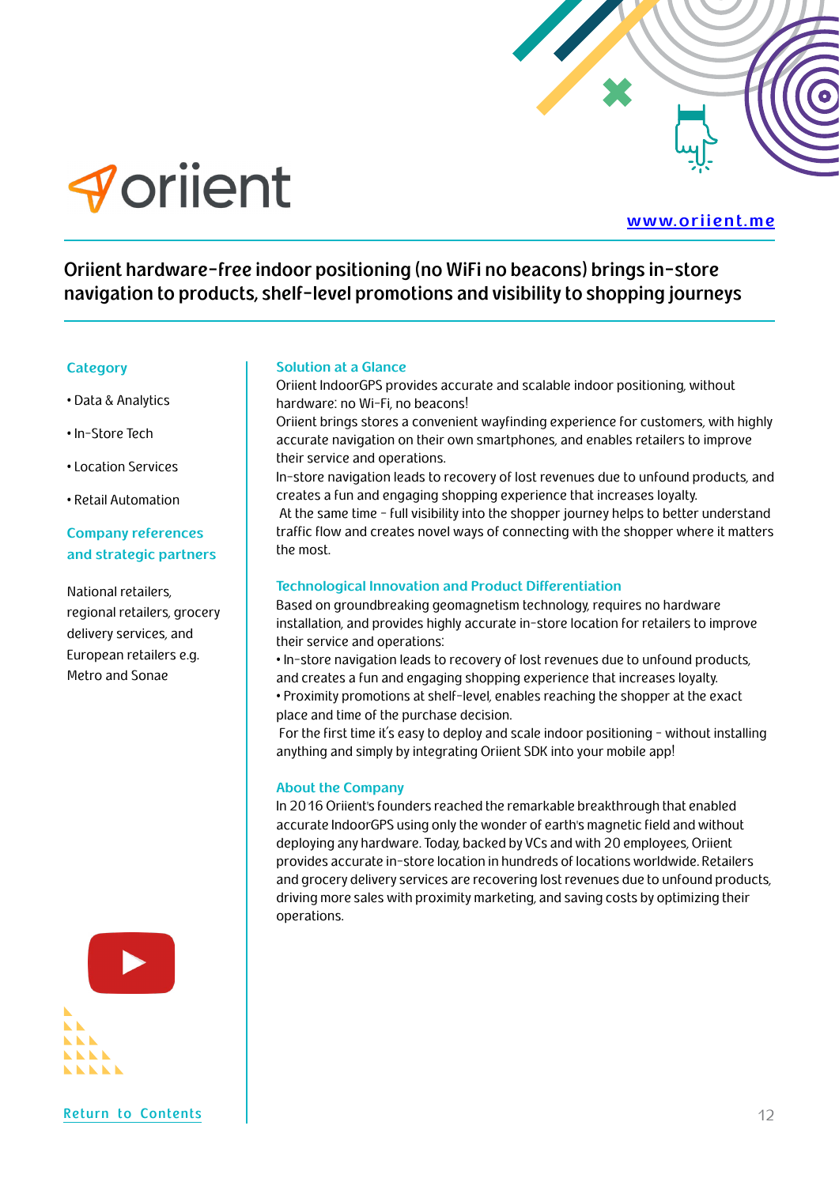# oriient

www.oriient.me

## Oriient hardware-free indoor positioning (no WiFi no beacons) brings in-store navigation to products, shelf-level promotions and visibility to shopping journeys

### Category

- Data & Analytics
- In-Store Tech
- Location Services
- Retail Automation

### Company references and strategic partners

National retailers, regional retailers, grocery delivery services, and European retailers e.g. Metro and Sonae

### Solution at a Glance

Oriient IndoorGPS provides accurate and scalable indoor positioning, without hardware: no Wi-Fi, no beacons!
Oriient brings stores a convenient wayfinding experience for customers, with highly accurate navigation on their own smartphones, and enables retailers to improve their service and operations.
In-store navigation leads to recovery of lost revenues due to unfound products, and creates a fun and engaging shopping experience that increases loyalty.
At the same time - full visibility into the shopper journey helps to better understand traffic flow and creates novel ways of connecting with the shopper where it matters the most.

### Technological Innovation and Product Differentiation

Based on groundbreaking geomagnetism technology, requires no hardware installation, and provides highly accurate in-store location for retailers to improve their service and operations:

- In-store navigation leads to recovery of lost revenues due to unfound products, and creates a fun and engaging shopping experience that increases loyalty.
- Proximity promotions at shelf-level, enables reaching the shopper at the exact place and time of the purchase decision.

For the first time it's easy to deploy and scale indoor positioning - without installing anything and simply by integrating Oriient SDK into your mobile app!

### About the Company

In 2016 Oriient's founders reached the remarkable breakthrough that enabled accurate IndoorGPS using only the wonder of earth's magnetic field and without deploying any hardware. Today, backed by VCs and with 20 employees, Oriient provides accurate in-store location in hundreds of locations worldwide. Retailers and grocery delivery services are recovering lost revenues due to unfound products, driving more sales with proximity marketing, and saving costs by optimizing their operations.

Return to Contents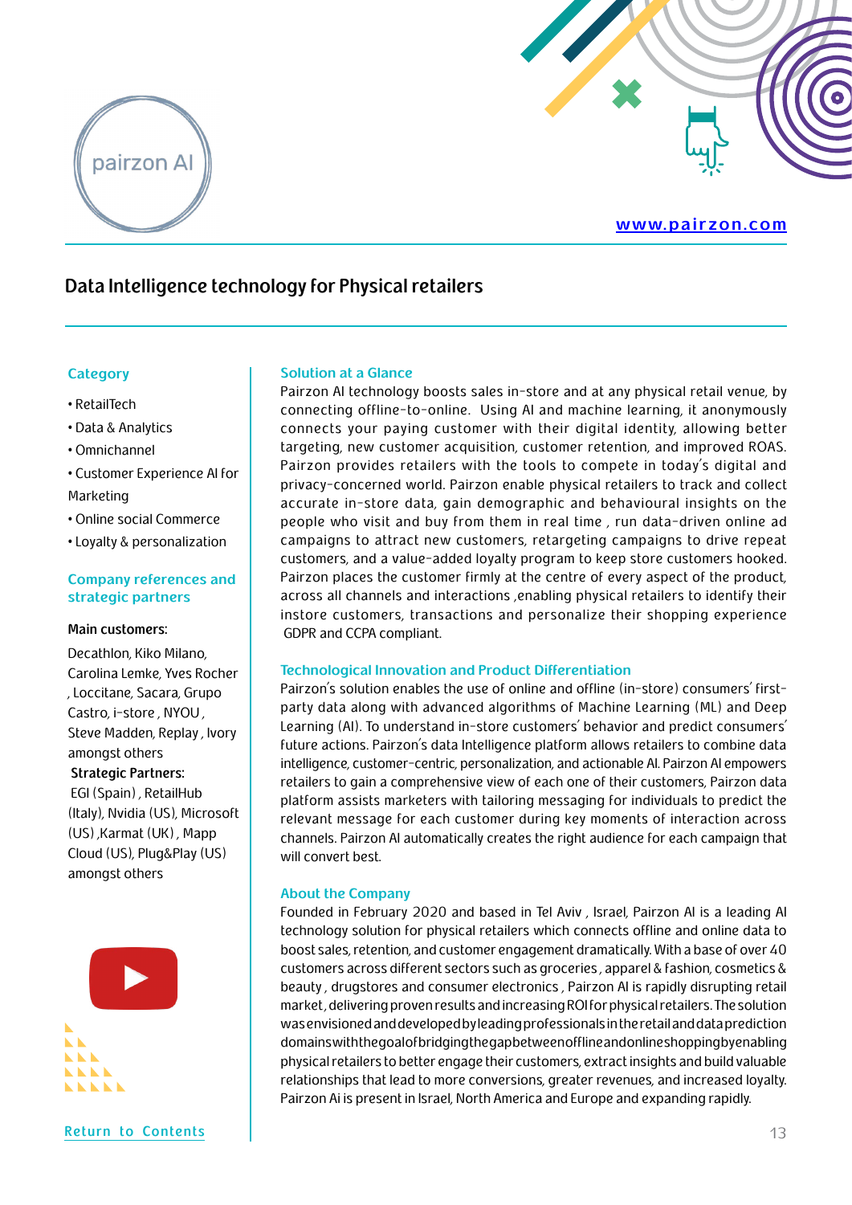pairzon AI

[www.pairzon.com](http://www.pairzon.com)

# Data Intelligence technology for Physical retailers

## Category

- RetailTech
- Data & Analytics
- Omnichannel
- Customer Experience AI for Marketing
- Online social Commerce
- Loyalty & personalization

## Company references and strategic partners

**Main customers:**

Decathlon, Kiko Milano, Carolina Lemke, Yves Rocher , Loccitane, Sacara, Grupo Castro, i-store , NYOU , Steve Madden, Replay , Ivory amongst others

**Strategic Partners:**

EGI (Spain) , RetailHub (Italy), Nvidia (US), Microsoft (US) ,Karmat (UK) , Mapp Cloud (US), Plug&Play (US) amongst others

## Solution at a Glance

Pairzon AI technology boosts sales in-store and at any physical retail venue, by connecting offline-to-online. Using AI and machine learning, it anonymously connects your paying customer with their digital identity, allowing better targeting, new customer acquisition, customer retention, and improved ROAS. Pairzon provides retailers with the tools to compete in today's digital and privacy-concerned world. Pairzon enable physical retailers to track and collect accurate in-store data, gain demographic and behavioural insights on the people who visit and buy from them in real time , run data-driven online ad campaigns to attract new customers, retargeting campaigns to drive repeat customers, and a value-added loyalty program to keep store customers hooked. Pairzon places the customer firmly at the centre of every aspect of the product, across all channels and interactions ,enabling physical retailers to identify their instore customers, transactions and personalize their shopping experience GDPR and CCPA compliant.

## Technological Innovation and Product Differentiation

Pairzon's solution enables the use of online and offline (in-store) consumers' first-party data along with advanced algorithms of Machine Learning (ML) and Deep Learning (AI). To understand in-store customers' behavior and predict consumers' future actions. Pairzon's data Intelligence platform allows retailers to combine data intelligence, customer-centric, personalization, and actionable AI. Pairzon AI empowers retailers to gain a comprehensive view of each one of their customers, Pairzon data platform assists marketers with tailoring messaging for individuals to predict the relevant message for each customer during key moments of interaction across channels. Pairzon AI automatically creates the right audience for each campaign that will convert best.

## About the Company

Founded in February 2020 and based in Tel Aviv , Israel, Pairzon AI is a leading AI technology solution for physical retailers which connects offline and online data to boost sales, retention, and customer engagement dramatically. With a base of over 40 customers across different sectors such as groceries , apparel & fashion, cosmetics & beauty , drugstores and consumer electronics , Pairzon AI is rapidly disrupting retail market, delivering proven results and increasing ROI for physical retailers. The solution was envisioned and developed by leading professionals in the retail and data prediction domains with the goal of bridging the gap between offline and online shopping by enabling physical retailers to better engage their customers, extract insights and build valuable relationships that lead to more conversions, greater revenues, and increased loyalty. Pairzon Ai is present in Israel, North America and Europe and expanding rapidly.

Return to Contents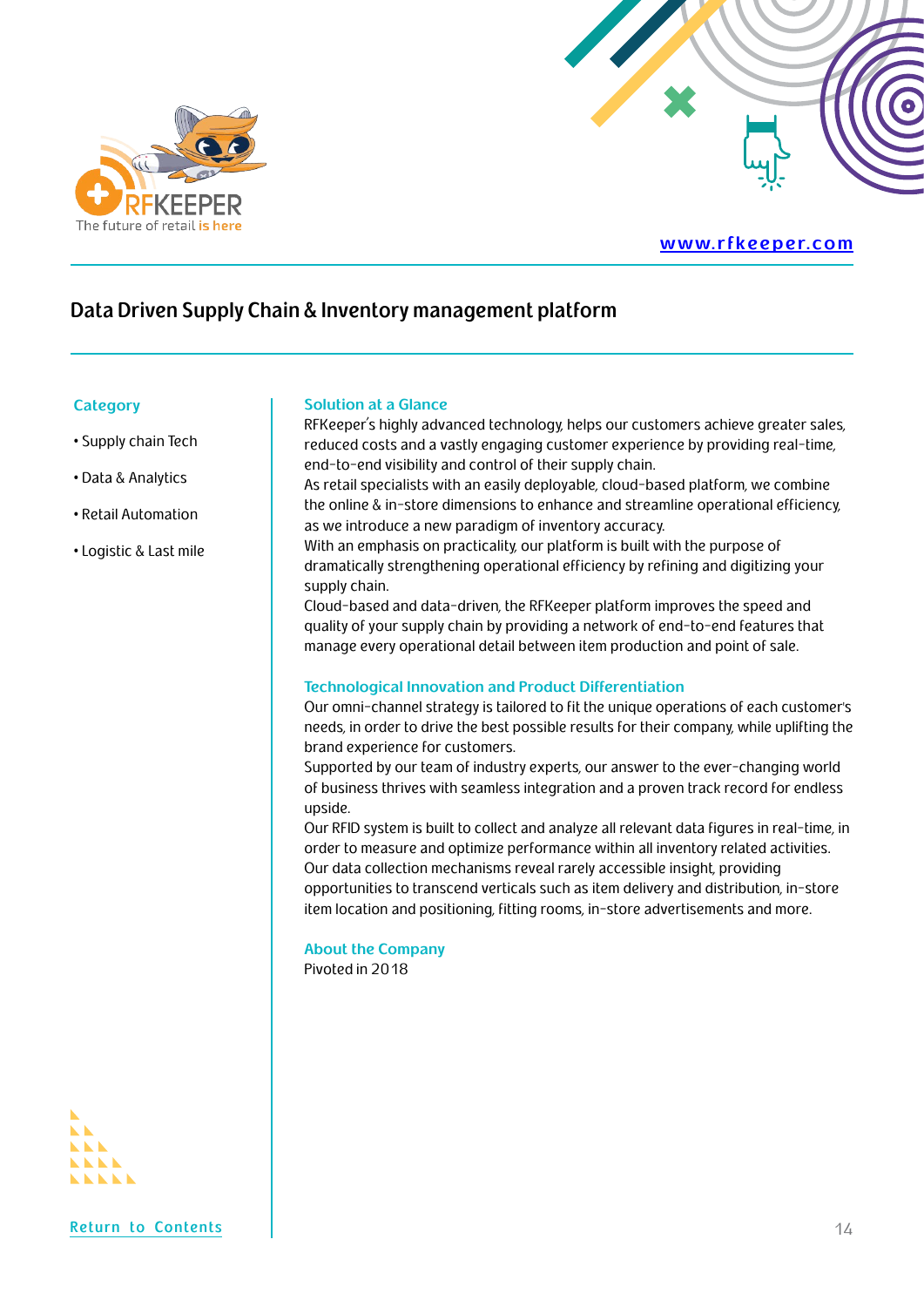RFKEEPER
The future of retail is here

www.rfkeeper.com

# Data Driven Supply Chain & Inventory management platform

## Category

- Supply chain Tech
- Data & Analytics
- Retail Automation
- Logistic & Last mile

## Solution at a Glance

RFKeeper's highly advanced technology, helps our customers achieve greater sales, reduced costs and a vastly engaging customer experience by providing real-time, end-to-end visibility and control of their supply chain.
As retail specialists with an easily deployable, cloud-based platform, we combine the online & in-store dimensions to enhance and streamline operational efficiency, as we introduce a new paradigm of inventory accuracy.
With an emphasis on practicality, our platform is built with the purpose of dramatically strengthening operational efficiency by refining and digitizing your supply chain.
Cloud-based and data-driven, the RFKeeper platform improves the speed and quality of your supply chain by providing a network of end-to-end features that manage every operational detail between item production and point of sale.

## Technological Innovation and Product Differentiation

Our omni-channel strategy is tailored to fit the unique operations of each customer's needs, in order to drive the best possible results for their company, while uplifting the brand experience for customers.
Supported by our team of industry experts, our answer to the ever-changing world of business thrives with seamless integration and a proven track record for endless upside.
Our RFID system is built to collect and analyze all relevant data figures in real-time, in order to measure and optimize performance within all inventory related activities.
Our data collection mechanisms reveal rarely accessible insight, providing opportunities to transcend verticals such as item delivery and distribution, in-store item location and positioning, fitting rooms, in-store advertisements and more.

## About the Company

Pivoted in 2018

Return to Contents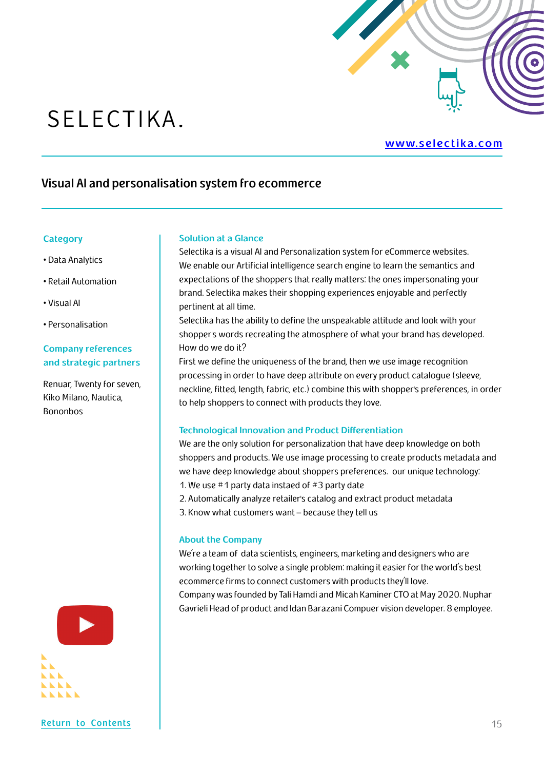# SELECTIKA.

www.selectika.com

## Visual AI and personalisation system fro ecommerce

### Category

- Data Analytics
- Retail Automation
- Visual AI
- Personalisation

### Company references and strategic partners

Renuar, Twenty for seven, Kiko Milano, Nautica, Bononbos

### Solution at a Glance

Selectika is a visual AI and Personalization system for eCommerce websites. We enable our Artificial intelligence search engine to learn the semantics and expectations of the shoppers that really matters: the ones impersonating your brand. Selectika makes their shopping experiences enjoyable and perfectly pertinent at all time.

Selectika has the ability to define the unspeakable attitude and look with your shopper's words recreating the atmosphere of what your brand has developed.

How do we do it?

First we define the uniqueness of the brand, then we use image recognition processing in order to have deep attribute on every product catalogue (sleeve, neckline, fitted, length, fabric, etc.) combine this with shopper's preferences, in order to help shoppers to connect with products they love.

### Technological Innovation and Product Differentiation

We are the only solution for personalization that have deep knowledge on both shoppers and products. We use image processing to create products metadata and we have deep knowledge about shoppers preferences. our unique technology:

1. We use #1 party data instaed of #3 party date
2. Automatically analyze retailer's catalog and extract product metadata
3. Know what customers want – because they tell us

### About the Company

We're a team of data scientists, engineers, marketing and designers who are working together to solve a single problem: making it easier for the world's best ecommerce firms to connect customers with products they'll love.

Company was founded by Tali Hamdi and Micah Kaminer CTO at May 2020. Nuphar Gavrieli Head of product and Idan Barazani Compuer vision developer. 8 employee.

Return to Contents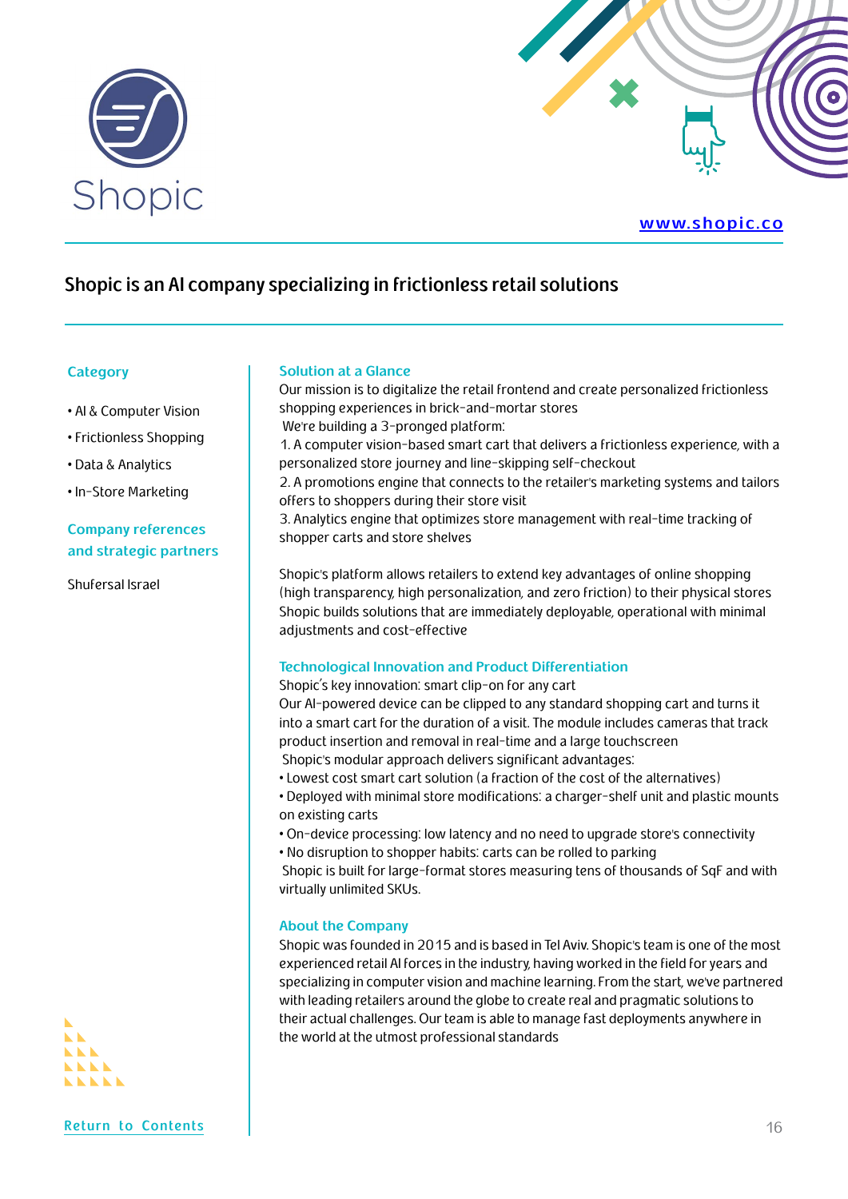# Shopic

www.shopic.co

## Shopic is an AI company specializing in frictionless retail solutions

### Category

- AI & Computer Vision
- Frictionless Shopping
- Data & Analytics
- In-Store Marketing

### Company references and strategic partners

Shufersal Israel

### Solution at a Glance

Our mission is to digitalize the retail frontend and create personalized frictionless shopping experiences in brick-and-mortar stores

We're building a 3-pronged platform:

1. A computer vision-based smart cart that delivers a frictionless experience, with a personalized store journey and line-skipping self-checkout
2. A promotions engine that connects to the retailer's marketing systems and tailors offers to shoppers during their store visit
3. Analytics engine that optimizes store management with real-time tracking of shopper carts and store shelves

Shopic's platform allows retailers to extend key advantages of online shopping (high transparency, high personalization, and zero friction) to their physical stores Shopic builds solutions that are immediately deployable, operational with minimal adjustments and cost-effective

### Technological Innovation and Product Differentiation

Shopic's key innovation: smart clip-on for any cart

Our AI-powered device can be clipped to any standard shopping cart and turns it into a smart cart for the duration of a visit. The module includes cameras that track product insertion and removal in real-time and a large touchscreen

Shopic's modular approach delivers significant advantages:

- Lowest cost smart cart solution (a fraction of the cost of the alternatives)
- Deployed with minimal store modifications: a charger-shelf unit and plastic mounts on existing carts
- On-device processing: low latency and no need to upgrade store's connectivity
- No disruption to shopper habits: carts can be rolled to parking

Shopic is built for large-format stores measuring tens of thousands of SqF and with virtually unlimited SKUs.

### About the Company

Shopic was founded in 2015 and is based in Tel Aviv. Shopic's team is one of the most experienced retail AI forces in the industry, having worked in the field for years and specializing in computer vision and machine learning. From the start, we've partnered with leading retailers around the globe to create real and pragmatic solutions to their actual challenges. Our team is able to manage fast deployments anywhere in the world at the utmost professional standards

Return to Contents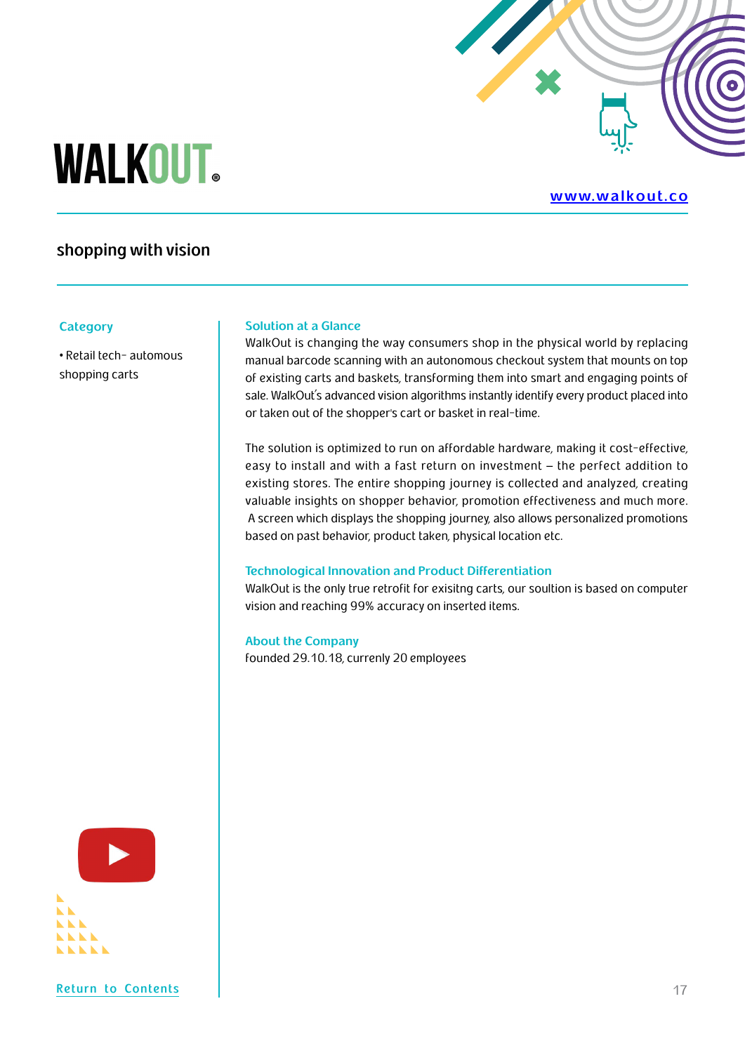# WALKOUT®

www.walkout.co

## shopping with vision

### Category

• Retail tech- automous shopping carts

### Solution at a Glance

WalkOut is changing the way consumers shop in the physical world by replacing manual barcode scanning with an autonomous checkout system that mounts on top of existing carts and baskets, transforming them into smart and engaging points of sale. WalkOut's advanced vision algorithms instantly identify every product placed into or taken out of the shopper's cart or basket in real-time.

The solution is optimized to run on affordable hardware, making it cost-effective, easy to install and with a fast return on investment – the perfect addition to existing stores. The entire shopping journey is collected and analyzed, creating valuable insights on shopper behavior, promotion effectiveness and much more. A screen which displays the shopping journey, also allows personalized promotions based on past behavior, product taken, physical location etc.

### Technological Innovation and Product Differentiation

WalkOut is the only true retrofit for exisitng carts, our soultion is based on computer vision and reaching 99% accuracy on inserted items.

### About the Company

founded 29.10.18, currenly 20 employees

Return to Contents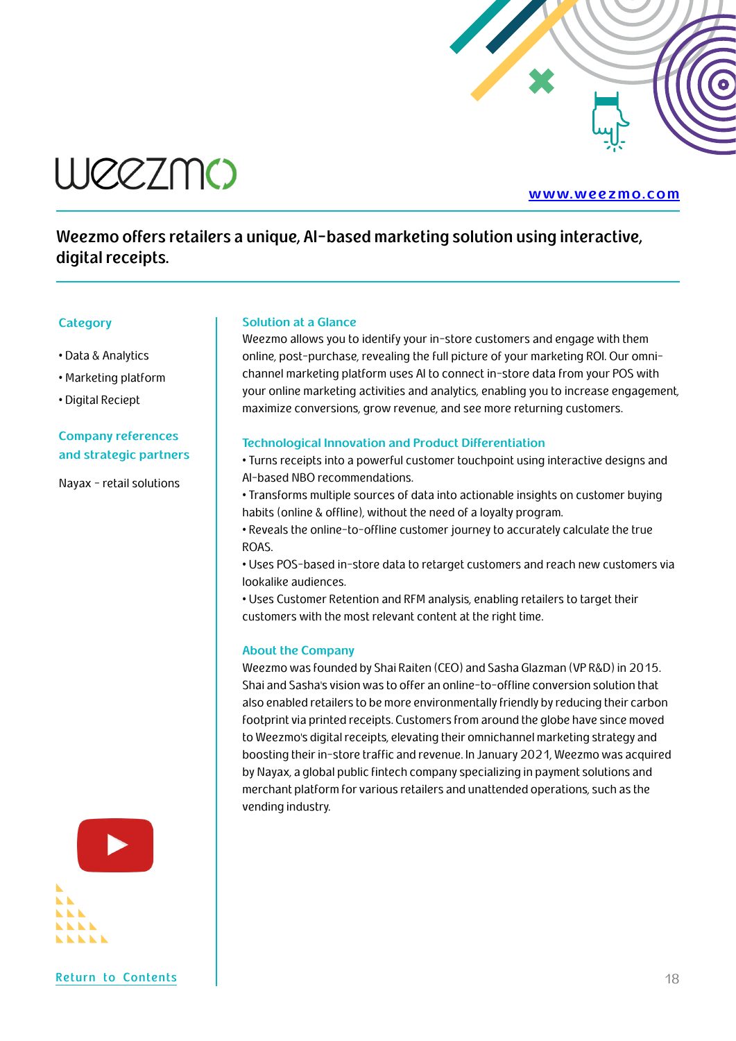# weezmo

www.weezmo.com

**Weezmo offers retailers a unique, AI-based marketing solution using interactive, digital receipts.**

### Category

- Data & Analytics
- Marketing platform
- Digital Reciept

### Company references and strategic partners

Nayax - retail solutions

### Solution at a Glance

Weezmo allows you to identify your in-store customers and engage with them online, post-purchase, revealing the full picture of your marketing ROI. Our omni-channel marketing platform uses AI to connect in-store data from your POS with your online marketing activities and analytics, enabling you to increase engagement, maximize conversions, grow revenue, and see more returning customers.

### Technological Innovation and Product Differentiation

- Turns receipts into a powerful customer touchpoint using interactive designs and AI-based NBO recommendations.
- Transforms multiple sources of data into actionable insights on customer buying habits (online & offline), without the need of a loyalty program.
- Reveals the online-to-offline customer journey to accurately calculate the true ROAS.
- Uses POS-based in-store data to retarget customers and reach new customers via lookalike audiences.
- Uses Customer Retention and RFM analysis, enabling retailers to target their customers with the most relevant content at the right time.

### About the Company

Weezmo was founded by Shai Raiten (CEO) and Sasha Glazman (VP R&D) in 2015. Shai and Sasha's vision was to offer an online-to-offline conversion solution that also enabled retailers to be more environmentally friendly by reducing their carbon footprint via printed receipts. Customers from around the globe have since moved to Weezmo's digital receipts, elevating their omnichannel marketing strategy and boosting their in-store traffic and revenue. In January 2021, Weezmo was acquired by Nayax, a global public fintech company specializing in payment solutions and merchant platform for various retailers and unattended operations, such as the vending industry.

Return to Contents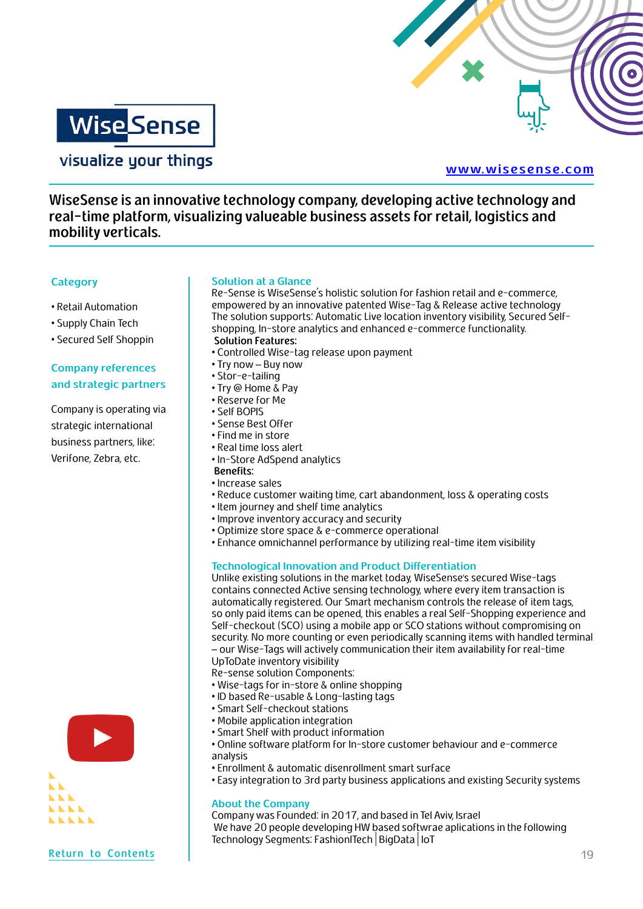WiseSense

visualize your things

www.wisesense.com

**WiseSense is an innovative technology company, developing active technology and real-time platform, visualizing valueable business assets for retail, logistics and mobility verticals.**

### Category

- Retail Automation
- Supply Chain Tech
- Secured Self Shoppin

### Company references and strategic partners

Company is operating via strategic international business partners, like: Verifone, Zebra, etc.

### Solution at a Glance

Re-Sense is WiseSense's holistic solution for fashion retail and e-commerce, empowered by an innovative patented Wise-Tag & Release active technology
The solution supports: Automatic Live location inventory visibility, Secured Self-shopping, In-store analytics and enhanced e-commerce functionality.

**Solution Features:**

- Controlled Wise-tag release upon payment
- Try now – Buy now
- Stor-e-tailing
- Try @ Home & Pay
- Reserve for Me
- Self BOPIS
- Sense Best Offer
- Find me in store
- Real time loss alert
- In-Store AdSpend analytics

**Benefits:**

- Increase sales
- Reduce customer waiting time, cart abandonment, loss & operating costs
- Item journey and shelf time analytics
- Improve inventory accuracy and security
- Optimize store space & e-commerce operational
- Enhance omnichannel performance by utilizing real-time item visibility

### Technological Innovation and Product Differentiation

Unlike existing solutions in the market today, WiseSense's secured Wise-tags contains connected Active sensing technology, where every item transaction is automatically registered. Our Smart mechanism controls the release of item tags, so only paid items can be opened, this enables a real Self-Shopping experience and Self-checkout (SCO) using a mobile app or SCO stations without compromising on security. No more counting or even periodically scanning items with handled terminal – our Wise-Tags will actively communication their item availability for real-time UpToDate inventory visibility

Re-sense solution Components:

- Wise-tags for in-store & online shopping
- ID based Re-usable & Long-lasting tags
- Smart Self-checkout stations
- Mobile application integration
- Smart Shelf with product information
- Online software platform for In-store customer behaviour and e-commerce analysis
- Enrollment & automatic disenrollment smart surface
- Easy integration to 3rd party business applications and existing Security systems

### About the Company

Company was Founded: in 2017, and based in Tel Aviv, Israel
We have 20 people developing HW based softwrae aplications in the following Technology Segments: FashionITech | BigData | IoT

Return to Contents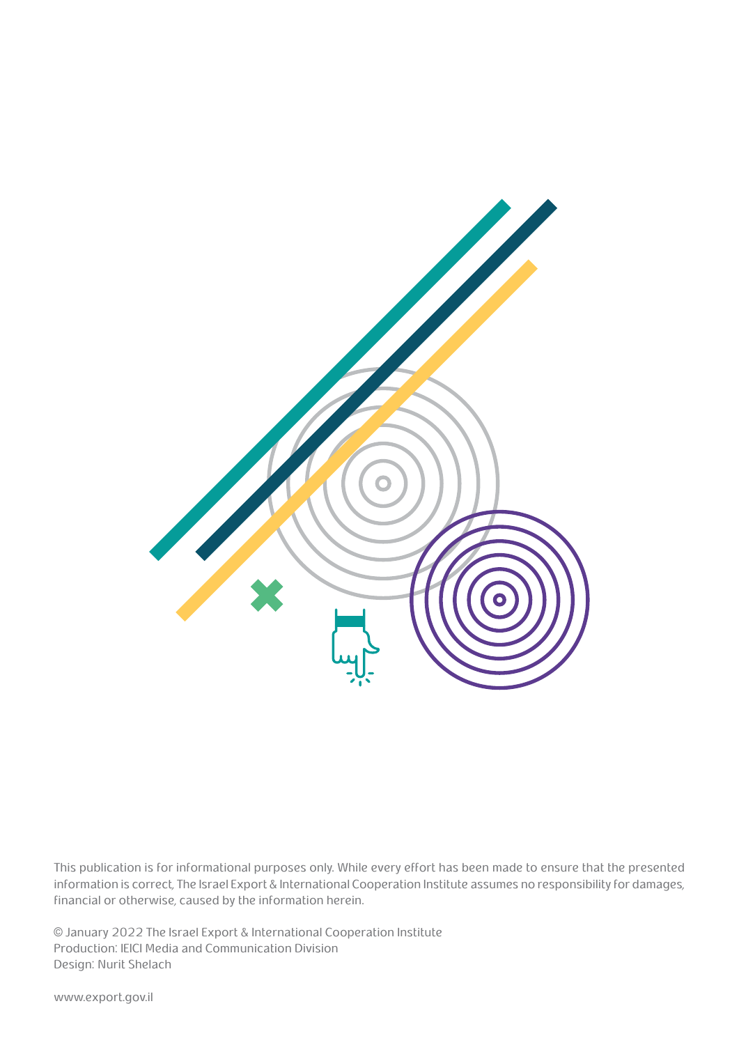This publication is for informational purposes only. While every effort has been made to ensure that the presented information is correct, The Israel Export & International Cooperation Institute assumes no responsibility for damages, financial or otherwise, caused by the information herein.

© January 2022 The Israel Export & International Cooperation Institute
Production: IEICI Media and Communication Division
Design: Nurit Shelach

www.export.gov.il